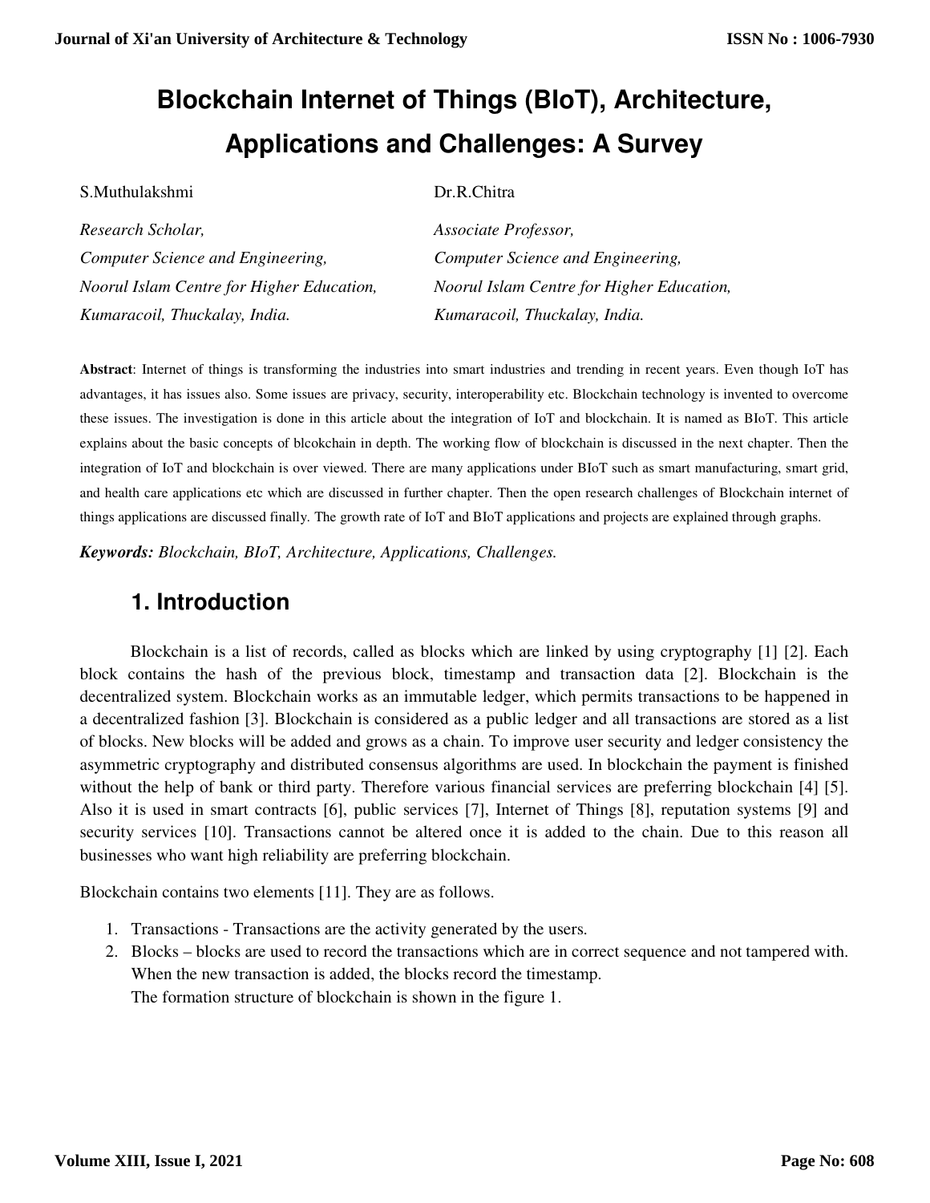# Blockchain Internet of Things (BIoT), Architecture, Applications and Challenges: A Survey

S.Muthulakshmi

*Research Scholar,*
*Computer Science and Engineering,*
*Noorul Islam Centre for Higher Education,*
*Kumaracoil, Thuckalay, India.*

Dr.R.Chitra

*Associate Professor,*
*Computer Science and Engineering,*
*Noorul Islam Centre for Higher Education,*
*Kumaracoil, Thuckalay, India.*

**Abstract**: Internet of things is transforming the industries into smart industries and trending in recent years. Even though IoT has advantages, it has issues also. Some issues are privacy, security, interoperability etc. Blockchain technology is invented to overcome these issues. The investigation is done in this article about the integration of IoT and blockchain. It is named as BIoT. This article explains about the basic concepts of blcokchain in depth. The working flow of blockchain is discussed in the next chapter. Then the integration of IoT and blockchain is over viewed. There are many applications under BIoT such as smart manufacturing, smart grid, and health care applications etc which are discussed in further chapter. Then the open research challenges of Blockchain internet of things applications are discussed finally. The growth rate of IoT and BIoT applications and projects are explained through graphs.

***Keywords:*** *Blockchain, BIoT, Architecture, Applications, Challenges.*

## 1. Introduction

Blockchain is a list of records, called as blocks which are linked by using cryptography [1] [2]. Each block contains the hash of the previous block, timestamp and transaction data [2]. Blockchain is the decentralized system. Blockchain works as an immutable ledger, which permits transactions to be happened in a decentralized fashion [3]. Blockchain is considered as a public ledger and all transactions are stored as a list of blocks. New blocks will be added and grows as a chain. To improve user security and ledger consistency the asymmetric cryptography and distributed consensus algorithms are used. In blockchain the payment is finished without the help of bank or third party. Therefore various financial services are preferring blockchain [4] [5]. Also it is used in smart contracts [6], public services [7], Internet of Things [8], reputation systems [9] and security services [10]. Transactions cannot be altered once it is added to the chain. Due to this reason all businesses who want high reliability are preferring blockchain.

Blockchain contains two elements [11]. They are as follows.

1. Transactions - Transactions are the activity generated by the users.
2. Blocks – blocks are used to record the transactions which are in correct sequence and not tampered with. When the new transaction is added, the blocks record the timestamp.
   The formation structure of blockchain is shown in the figure 1.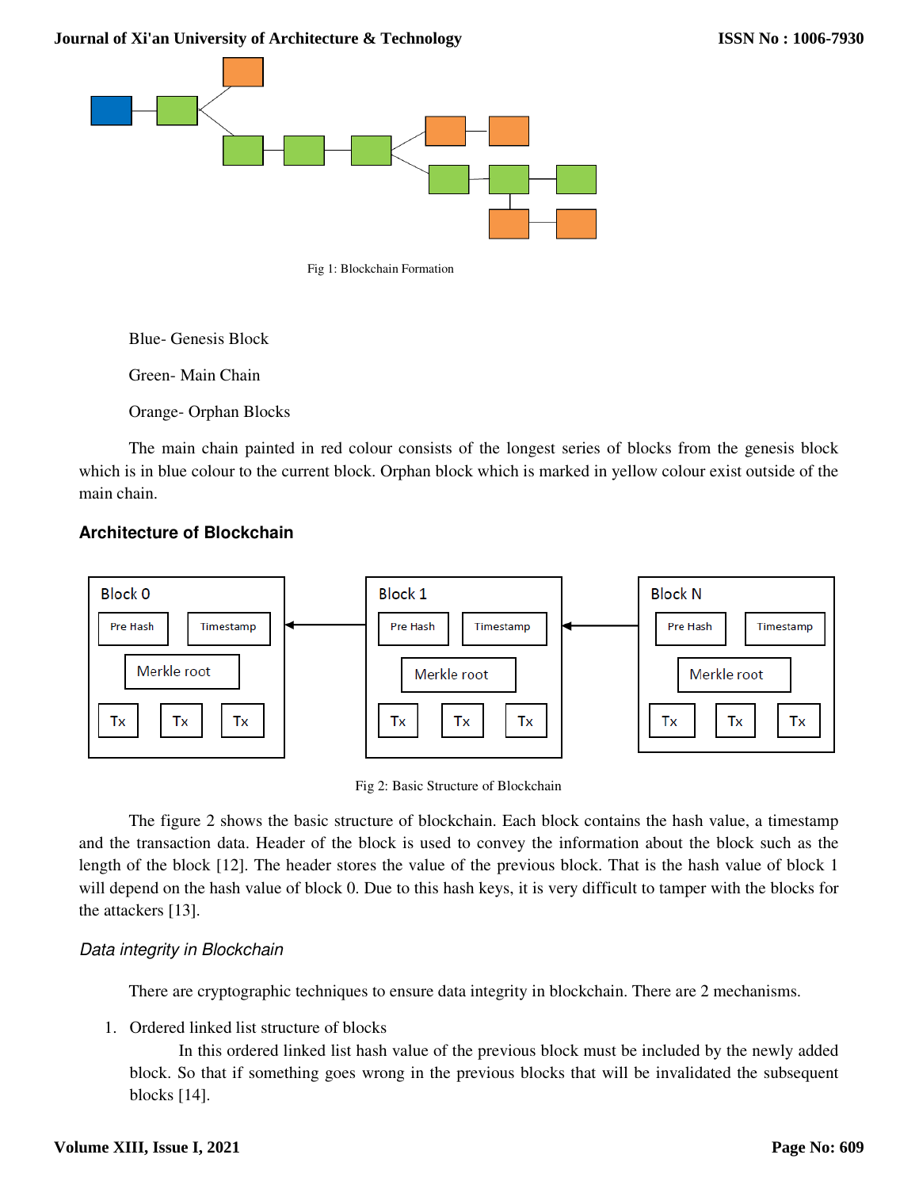Fig 1: Blockchain Formation

Blue- Genesis Block

Green- Main Chain

Orange- Orphan Blocks

The main chain painted in red colour consists of the longest series of blocks from the genesis block which is in blue colour to the current block. Orphan block which is marked in yellow colour exist outside of the main chain.

## Architecture of Blockchain

Fig 2: Basic Structure of Blockchain

The figure 2 shows the basic structure of blockchain. Each block contains the hash value, a timestamp and the transaction data. Header of the block is used to convey the information about the block such as the length of the block [12]. The header stores the value of the previous block. That is the hash value of block 1 will depend on the hash value of block 0. Due to this hash keys, it is very difficult to tamper with the blocks for the attackers [13].

### *Data integrity in Blockchain*

There are cryptographic techniques to ensure data integrity in blockchain. There are 2 mechanisms.

1. Ordered linked list structure of blocks

   In this ordered linked list hash value of the previous block must be included by the newly added block. So that if something goes wrong in the previous blocks that will be invalidated the subsequent blocks [14].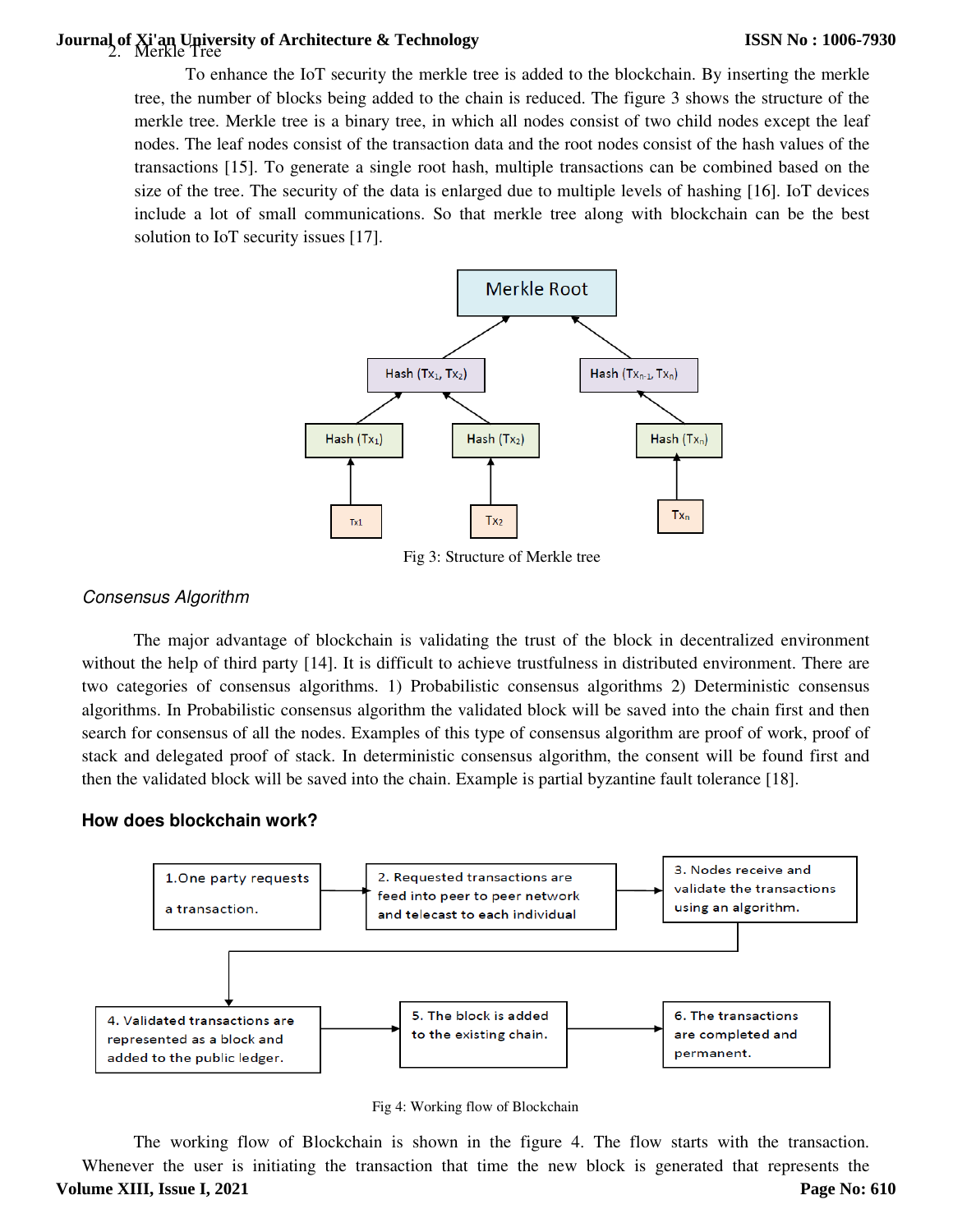2. Merkle Tree

To enhance the IoT security the merkle tree is added to the blockchain. By inserting the merkle tree, the number of blocks being added to the chain is reduced. The figure 3 shows the structure of the merkle tree. Merkle tree is a binary tree, in which all nodes consist of two child nodes except the leaf nodes. The leaf nodes consist of the transaction data and the root nodes consist of the hash values of the transactions [15]. To generate a single root hash, multiple transactions can be combined based on the size of the tree. The security of the data is enlarged due to multiple levels of hashing [16]. IoT devices include a lot of small communications. So that merkle tree along with blockchain can be the best solution to IoT security issues [17].

Fig 3: Structure of Merkle tree

*Consensus Algorithm*

The major advantage of blockchain is validating the trust of the block in decentralized environment without the help of third party [14]. It is difficult to achieve trustfulness in distributed environment. There are two categories of consensus algorithms. 1) Probabilistic consensus algorithms 2) Deterministic consensus algorithms. In Probabilistic consensus algorithm the validated block will be saved into the chain first and then search for consensus of all the nodes. Examples of this type of consensus algorithm are proof of work, proof of stack and delegated proof of stack. In deterministic consensus algorithm, the consent will be found first and then the validated block will be saved into the chain. Example is partial byzantine fault tolerance [18].

**How does blockchain work?**

Fig 4: Working flow of Blockchain

The working flow of Blockchain is shown in the figure 4. The flow starts with the transaction. Whenever the user is initiating the transaction that time the new block is generated that represents the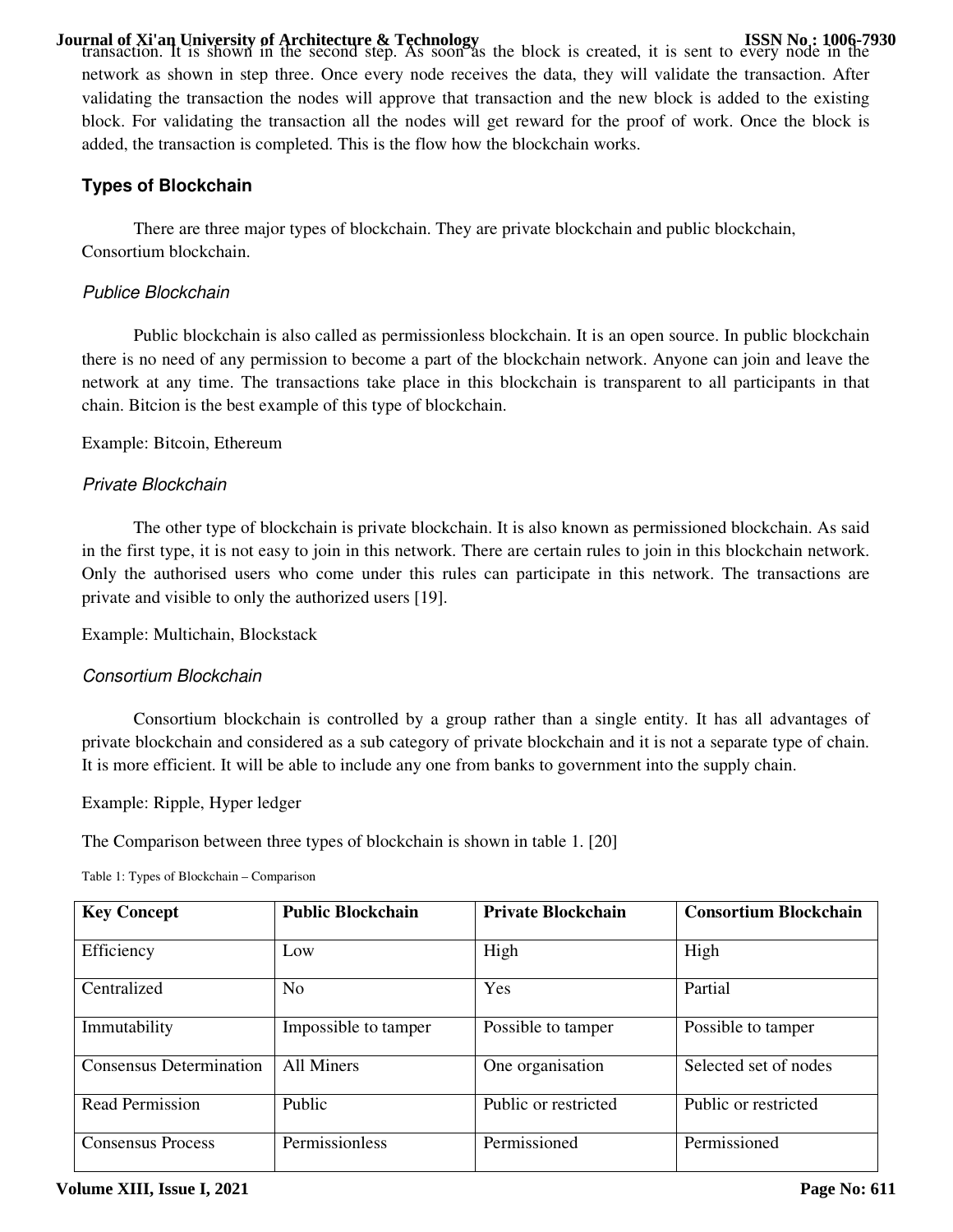transaction. It is shown in the second step. As soon as the block is created, it is sent to every node in the network as shown in step three. Once every node receives the data, they will validate the transaction. After validating the transaction the nodes will approve that transaction and the new block is added to the existing block. For validating the transaction all the nodes will get reward for the proof of work. Once the block is added, the transaction is completed. This is the flow how the blockchain works.

### Types of Blockchain

There are three major types of blockchain. They are private blockchain and public blockchain, Consortium blockchain.

#### *Publice Blockchain*

Public blockchain is also called as permissionless blockchain. It is an open source. In public blockchain there is no need of any permission to become a part of the blockchain network. Anyone can join and leave the network at any time. The transactions take place in this blockchain is transparent to all participants in that chain. Bitcion is the best example of this type of blockchain.

Example: Bitcoin, Ethereum

#### *Private Blockchain*

The other type of blockchain is private blockchain. It is also known as permissioned blockchain. As said in the first type, it is not easy to join in this network. There are certain rules to join in this blockchain network. Only the authorised users who come under this rules can participate in this network. The transactions are private and visible to only the authorized users [19].

Example: Multichain, Blockstack

#### *Consortium Blockchain*

Consortium blockchain is controlled by a group rather than a single entity. It has all advantages of private blockchain and considered as a sub category of private blockchain and it is not a separate type of chain. It is more efficient. It will be able to include any one from banks to government into the supply chain.

Example: Ripple, Hyper ledger

The Comparison between three types of blockchain is shown in table 1. [20]

Table 1: Types of Blockchain – Comparison

| Key Concept | Public Blockchain | Private Blockchain | Consortium Blockchain |
|---|---|---|---|
| Efficiency | Low | High | High |
| Centralized | No | Yes | Partial |
| Immutability | Impossible to tamper | Possible to tamper | Possible to tamper |
| Consensus Determination | All Miners | One organisation | Selected set of nodes |
| Read Permission | Public | Public or restricted | Public or restricted |
| Consensus Process | Permissionless | Permissioned | Permissioned |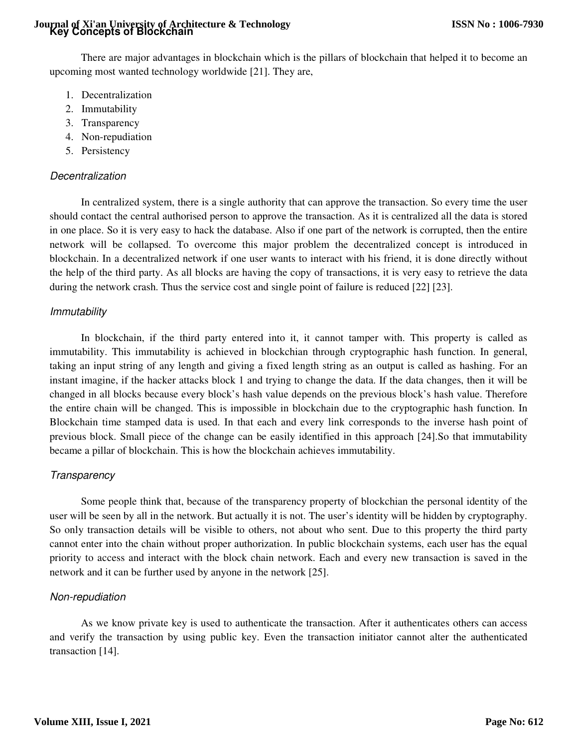## Key Concepts of Blockchain

There are major advantages in blockchain which is the pillars of blockchain that helped it to become an upcoming most wanted technology worldwide [21]. They are,

1. Decentralization
2. Immutability
3. Transparency
4. Non-repudiation
5. Persistency

### *Decentralization*

In centralized system, there is a single authority that can approve the transaction. So every time the user should contact the central authorised person to approve the transaction. As it is centralized all the data is stored in one place. So it is very easy to hack the database. Also if one part of the network is corrupted, then the entire network will be collapsed. To overcome this major problem the decentralized concept is introduced in blockchain. In a decentralized network if one user wants to interact with his friend, it is done directly without the help of the third party. As all blocks are having the copy of transactions, it is very easy to retrieve the data during the network crash. Thus the service cost and single point of failure is reduced [22] [23].

### *Immutability*

In blockchain, if the third party entered into it, it cannot tamper with. This property is called as immutability. This immutability is achieved in blockchian through cryptographic hash function. In general, taking an input string of any length and giving a fixed length string as an output is called as hashing. For an instant imagine, if the hacker attacks block 1 and trying to change the data. If the data changes, then it will be changed in all blocks because every block's hash value depends on the previous block's hash value. Therefore the entire chain will be changed. This is impossible in blockchain due to the cryptographic hash function. In Blockchain time stamped data is used. In that each and every link corresponds to the inverse hash point of previous block. Small piece of the change can be easily identified in this approach [24].So that immutability became a pillar of blockchain. This is how the blockchain achieves immutability.

### *Transparency*

Some people think that, because of the transparency property of blockchian the personal identity of the user will be seen by all in the network. But actually it is not. The user's identity will be hidden by cryptography. So only transaction details will be visible to others, not about who sent. Due to this property the third party cannot enter into the chain without proper authorization. In public blockchain systems, each user has the equal priority to access and interact with the block chain network. Each and every new transaction is saved in the network and it can be further used by anyone in the network [25].

### *Non-repudiation*

As we know private key is used to authenticate the transaction. After it authenticates others can access and verify the transaction by using public key. Even the transaction initiator cannot alter the authenticated transaction [14].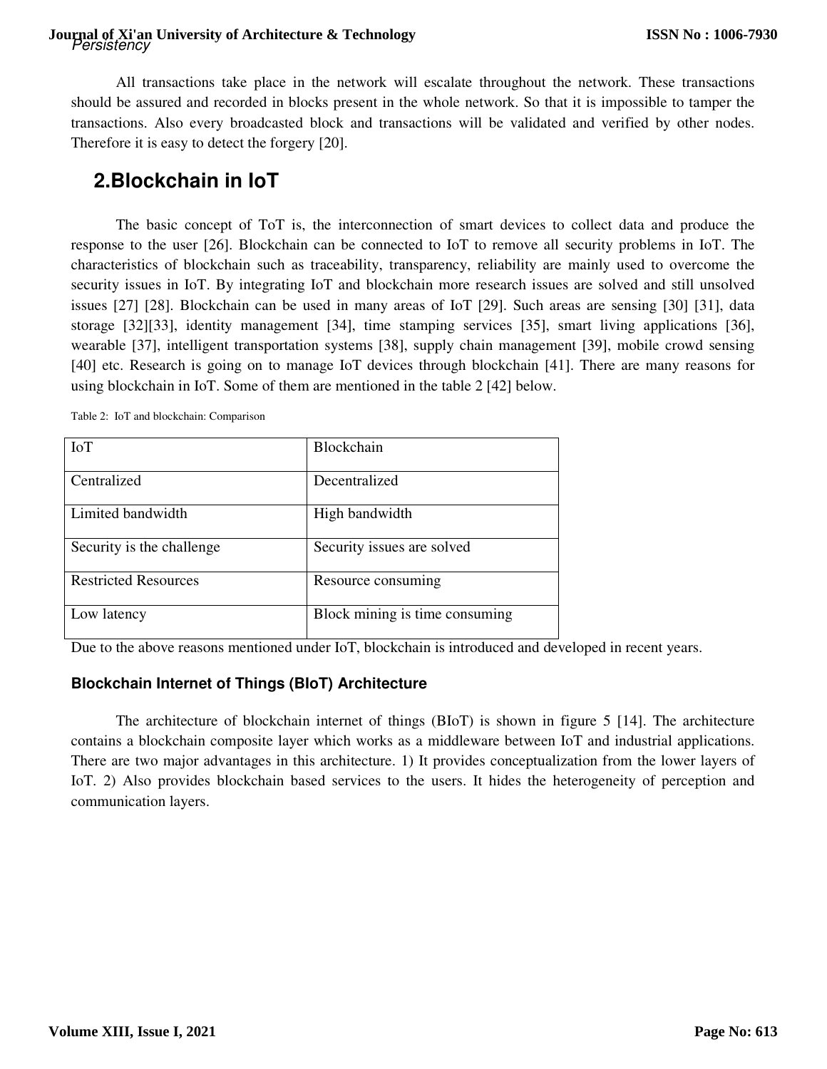All transactions take place in the network will escalate throughout the network. These transactions should be assured and recorded in blocks present in the whole network. So that it is impossible to tamper the transactions. Also every broadcasted block and transactions will be validated and verified by other nodes. Therefore it is easy to detect the forgery [20].

## 2.Blockchain in IoT

The basic concept of ToT is, the interconnection of smart devices to collect data and produce the response to the user [26]. Blockchain can be connected to IoT to remove all security problems in IoT. The characteristics of blockchain such as traceability, transparency, reliability are mainly used to overcome the security issues in IoT. By integrating IoT and blockchain more research issues are solved and still unsolved issues [27] [28]. Blockchain can be used in many areas of IoT [29]. Such areas are sensing [30] [31], data storage [32][33], identity management [34], time stamping services [35], smart living applications [36], wearable [37], intelligent transportation systems [38], supply chain management [39], mobile crowd sensing [40] etc. Research is going on to manage IoT devices through blockchain [41]. There are many reasons for using blockchain in IoT. Some of them are mentioned in the table 2 [42] below.

Table 2: IoT and blockchain: Comparison

| IoT | Blockchain |
|---|---|
| Centralized | Decentralized |
| Limited bandwidth | High bandwidth |
| Security is the challenge | Security issues are solved |
| Restricted Resources | Resource consuming |
| Low latency | Block mining is time consuming |

Due to the above reasons mentioned under IoT, blockchain is introduced and developed in recent years.

### Blockchain Internet of Things (BIoT) Architecture

The architecture of blockchain internet of things (BIoT) is shown in figure 5 [14]. The architecture contains a blockchain composite layer which works as a middleware between IoT and industrial applications. There are two major advantages in this architecture. 1) It provides conceptualization from the lower layers of IoT. 2) Also provides blockchain based services to the users. It hides the heterogeneity of perception and communication layers.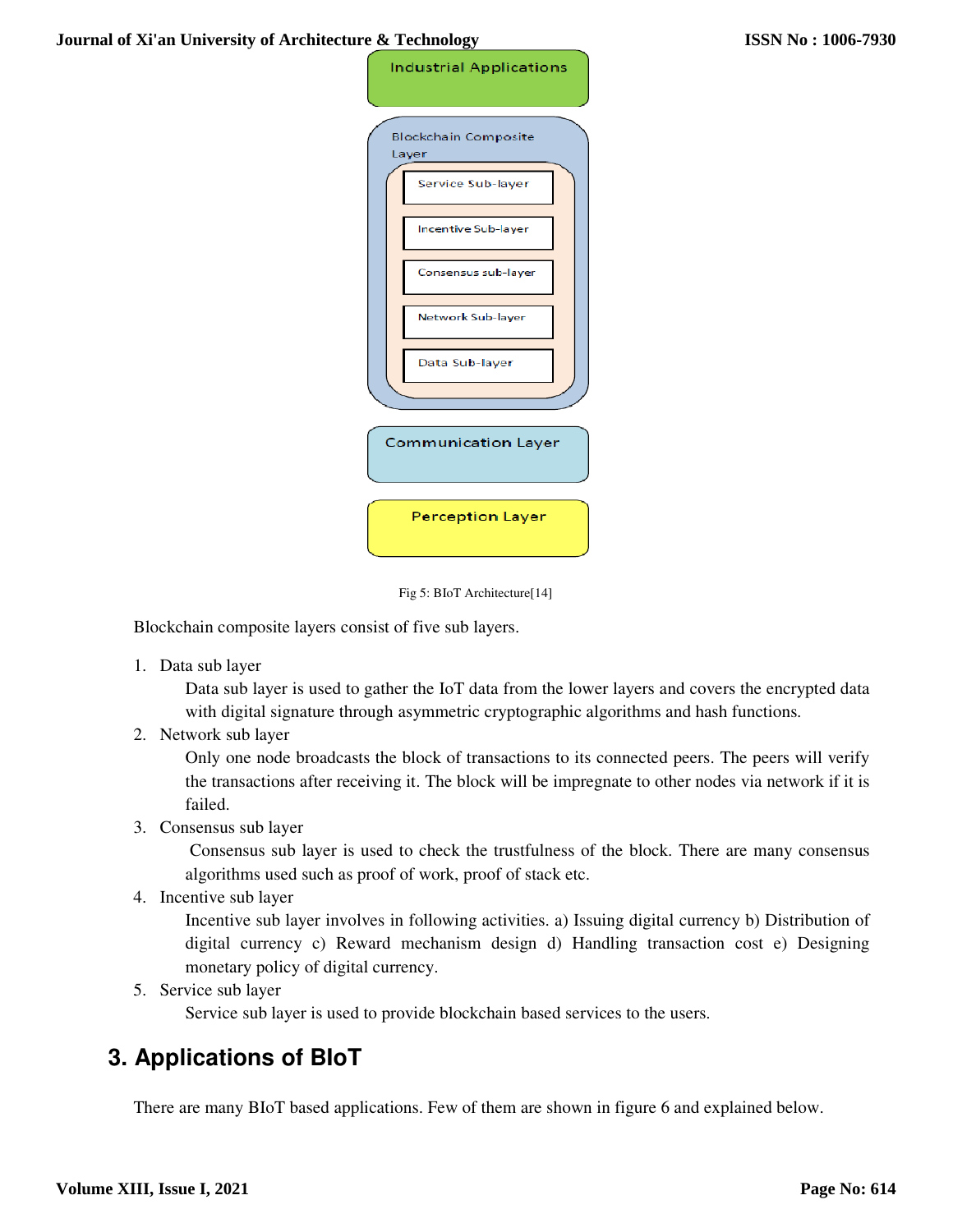Industrial Applications

Blockchain Composite Layer

Service Sub-layer

Incentive Sub-layer

Consensus sub-layer

Network Sub-layer

Data Sub-layer

Communication Layer

Perception Layer

Fig 5: BIoT Architecture[14]

Blockchain composite layers consist of five sub layers.

1. Data sub layer

   Data sub layer is used to gather the IoT data from the lower layers and covers the encrypted data with digital signature through asymmetric cryptographic algorithms and hash functions.

2. Network sub layer

   Only one node broadcasts the block of transactions to its connected peers. The peers will verify the transactions after receiving it. The block will be impregnate to other nodes via network if it is failed.

3. Consensus sub layer

   Consensus sub layer is used to check the trustfulness of the block. There are many consensus algorithms used such as proof of work, proof of stack etc.

4. Incentive sub layer

   Incentive sub layer involves in following activities. a) Issuing digital currency b) Distribution of digital currency c) Reward mechanism design d) Handling transaction cost e) Designing monetary policy of digital currency.

5. Service sub layer

   Service sub layer is used to provide blockchain based services to the users.

## 3. Applications of BIoT

There are many BIoT based applications. Few of them are shown in figure 6 and explained below.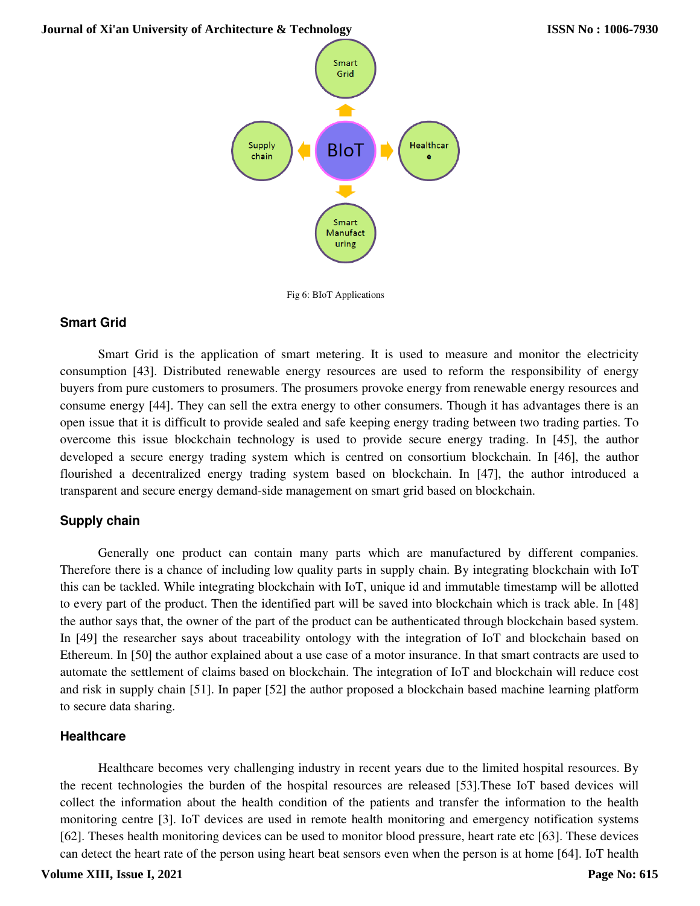Fig 6: BIoT Applications

### Smart Grid

Smart Grid is the application of smart metering. It is used to measure and monitor the electricity consumption [43]. Distributed renewable energy resources are used to reform the responsibility of energy buyers from pure customers to prosumers. The prosumers provoke energy from renewable energy resources and consume energy [44]. They can sell the extra energy to other consumers. Though it has advantages there is an open issue that it is difficult to provide sealed and safe keeping energy trading between two trading parties. To overcome this issue blockchain technology is used to provide secure energy trading. In [45], the author developed a secure energy trading system which is centred on consortium blockchain. In [46], the author flourished a decentralized energy trading system based on blockchain. In [47], the author introduced a transparent and secure energy demand-side management on smart grid based on blockchain.

### Supply chain

Generally one product can contain many parts which are manufactured by different companies. Therefore there is a chance of including low quality parts in supply chain. By integrating blockchain with IoT this can be tackled. While integrating blockchain with IoT, unique id and immutable timestamp will be allotted to every part of the product. Then the identified part will be saved into blockchain which is track able. In [48] the author says that, the owner of the part of the product can be authenticated through blockchain based system. In [49] the researcher says about traceability ontology with the integration of IoT and blockchain based on Ethereum. In [50] the author explained about a use case of a motor insurance. In that smart contracts are used to automate the settlement of claims based on blockchain. The integration of IoT and blockchain will reduce cost and risk in supply chain [51]. In paper [52] the author proposed a blockchain based machine learning platform to secure data sharing.

### Healthcare

Healthcare becomes very challenging industry in recent years due to the limited hospital resources. By the recent technologies the burden of the hospital resources are released [53].These IoT based devices will collect the information about the health condition of the patients and transfer the information to the health monitoring centre [3]. IoT devices are used in remote health monitoring and emergency notification systems [62]. Theses health monitoring devices can be used to monitor blood pressure, heart rate etc [63]. These devices can detect the heart rate of the person using heart beat sensors even when the person is at home [64]. IoT health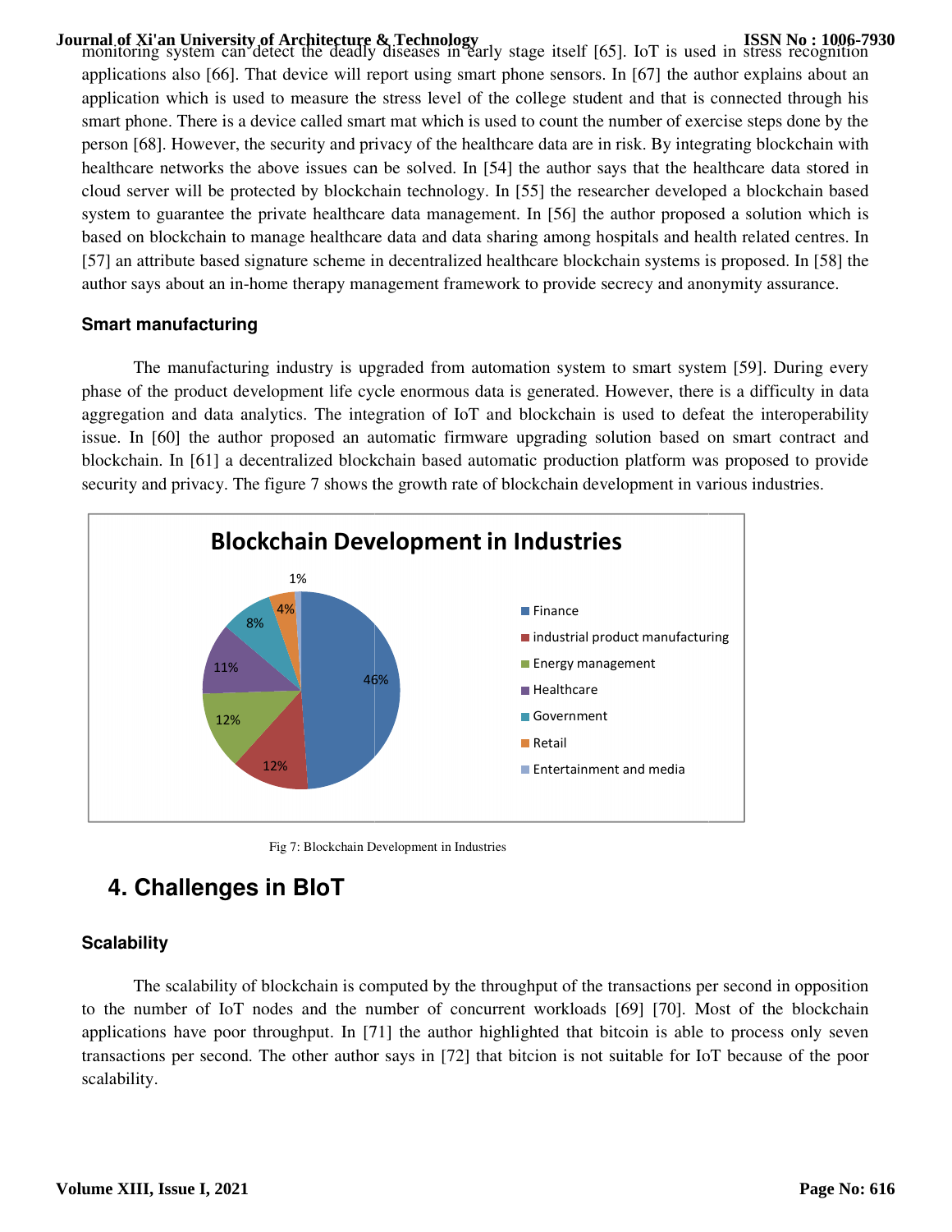monitoring system can detect the deadly diseases in early stage itself [65]. IoT is used in stress recognition applications also [66]. That device will report using smart phone sensors. In [67] the author explains about an application which is used to measure the stress level of the college student and that is connected through his smart phone. There is a device called smart mat which is used to count the number of exercise steps done by the person [68]. However, the security and privacy of the healthcare data are in risk. By integrating blockchain with healthcare networks the above issues can be solved. In [54] the author says that the healthcare data stored in cloud server will be protected by blockchain technology. In [55] the researcher developed a blockchain based system to guarantee the private healthcare data management. In [56] the author proposed a solution which is based on blockchain to manage healthcare data and data sharing among hospitals and health related centres. In [57] an attribute based signature scheme in decentralized healthcare blockchain systems is proposed. In [58] the author says about an in-home therapy management framework to provide secrecy and anonymity assurance.

### Smart manufacturing

The manufacturing industry is upgraded from automation system to smart system [59]. During every phase of the product development life cycle enormous data is generated. However, there is a difficulty in data aggregation and data analytics. The integration of IoT and blockchain is used to defeat the interoperability issue. In [60] the author proposed an automatic firmware upgrading solution based on smart contract and blockchain. In [61] a decentralized blockchain based automatic production platform was proposed to provide security and privacy. The figure 7 shows the growth rate of blockchain development in various industries.

**Blockchain Development in Industries**

| Industry | Share |
|---|---|
| Finance | 46% |
| industrial product manufacturing | 12% |
| Energy management | 12% |
| Healthcare | 11% |
| Government | 8% |
| Retail | 4% |
| Entertainment and media | 1% |

Fig 7: Blockchain Development in Industries

## 4. Challenges in BIoT

### Scalability

The scalability of blockchain is computed by the throughput of the transactions per second in opposition to the number of IoT nodes and the number of concurrent workloads [69] [70]. Most of the blockchain applications have poor throughput. In [71] the author highlighted that bitcoin is able to process only seven transactions per second. The other author says in [72] that bitcion is not suitable for IoT because of the poor scalability.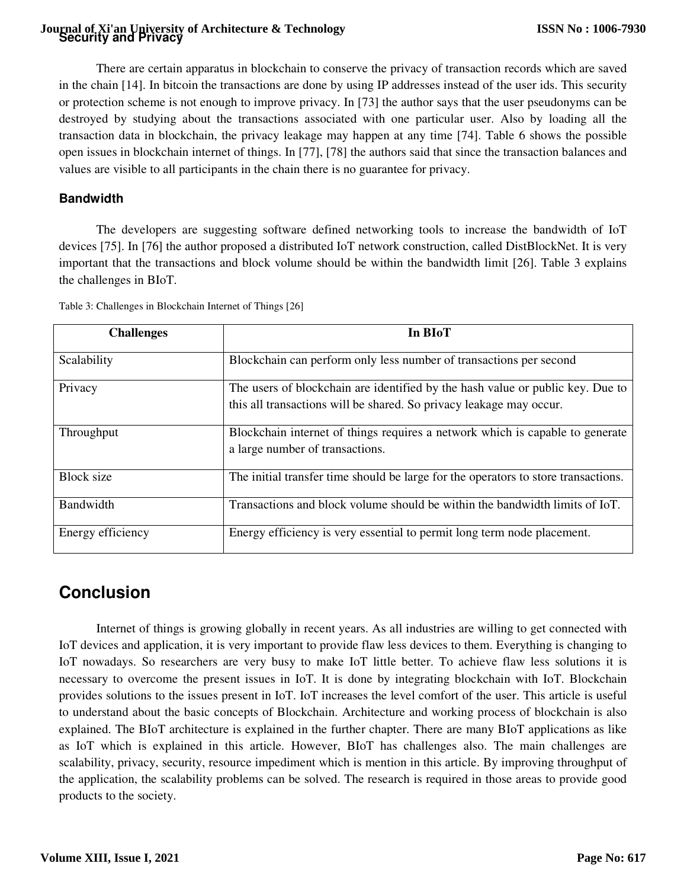### Security and Privacy

There are certain apparatus in blockchain to conserve the privacy of transaction records which are saved in the chain [14]. In bitcoin the transactions are done by using IP addresses instead of the user ids. This security or protection scheme is not enough to improve privacy. In [73] the author says that the user pseudonyms can be destroyed by studying about the transactions associated with one particular user. Also by loading all the transaction data in blockchain, the privacy leakage may happen at any time [74]. Table 6 shows the possible open issues in blockchain internet of things. In [77], [78] the authors said that since the transaction balances and values are visible to all participants in the chain there is no guarantee for privacy.

### Bandwidth

The developers are suggesting software defined networking tools to increase the bandwidth of IoT devices [75]. In [76] the author proposed a distributed IoT network construction, called DistBlockNet. It is very important that the transactions and block volume should be within the bandwidth limit [26]. Table 3 explains the challenges in BIoT.

Table 3: Challenges in Blockchain Internet of Things [26]

| Challenges | In BIoT |
| --- | --- |
| Scalability | Blockchain can perform only less number of transactions per second |
| Privacy | The users of blockchain are identified by the hash value or public key. Due to this all transactions will be shared. So privacy leakage may occur. |
| Throughput | Blockchain internet of things requires a network which is capable to generate a large number of transactions. |
| Block size | The initial transfer time should be large for the operators to store transactions. |
| Bandwidth | Transactions and block volume should be within the bandwidth limits of IoT. |
| Energy efficiency | Energy efficiency is very essential to permit long term node placement. |

## Conclusion

Internet of things is growing globally in recent years. As all industries are willing to get connected with IoT devices and application, it is very important to provide flaw less devices to them. Everything is changing to IoT nowadays. So researchers are very busy to make IoT little better. To achieve flaw less solutions it is necessary to overcome the present issues in IoT. It is done by integrating blockchain with IoT. Blockchain provides solutions to the issues present in IoT. IoT increases the level comfort of the user. This article is useful to understand about the basic concepts of Blockchain. Architecture and working process of blockchain is also explained. The BIoT architecture is explained in the further chapter. There are many BIoT applications as like as IoT which is explained in this article. However, BIoT has challenges also. The main challenges are scalability, privacy, security, resource impediment which is mention in this article. By improving throughput of the application, the scalability problems can be solved. The research is required in those areas to provide good products to the society.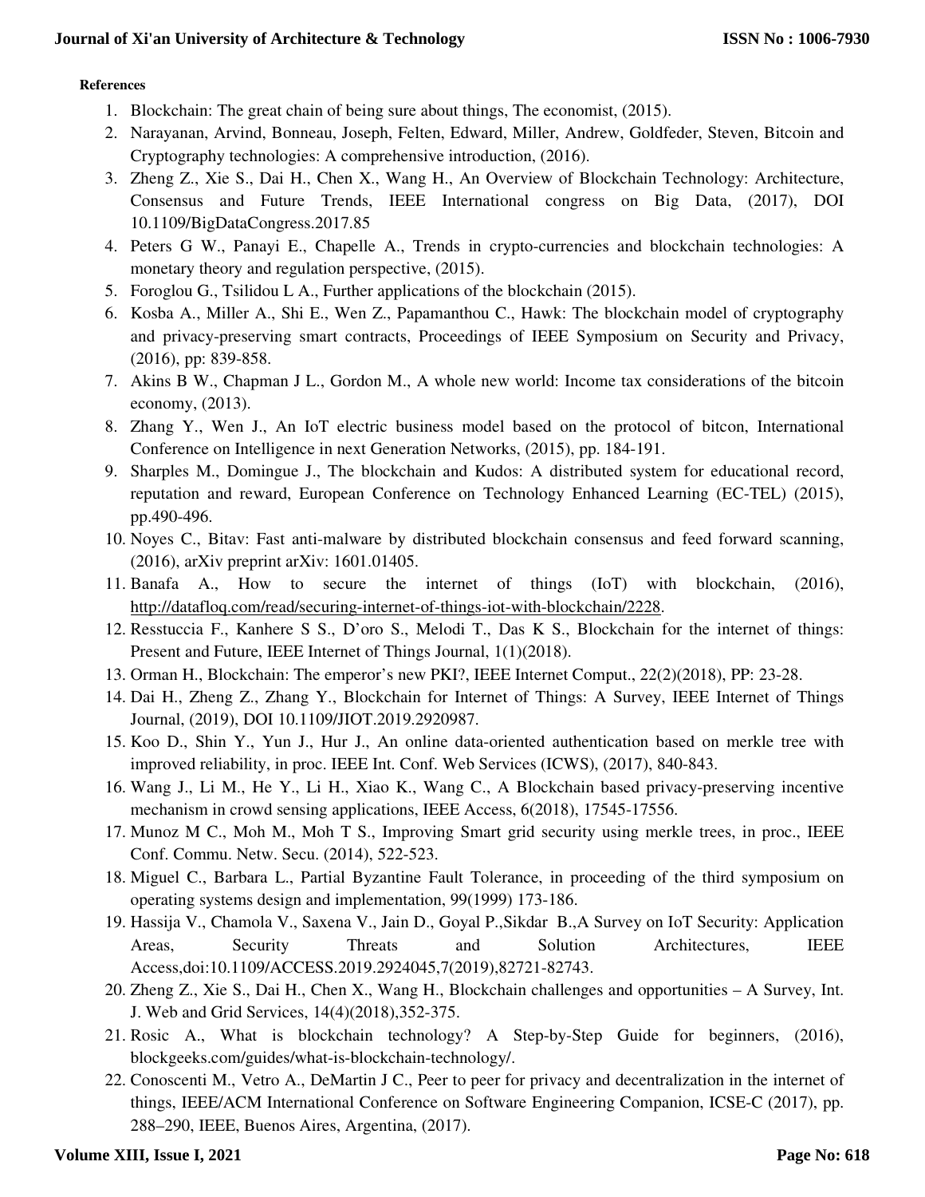**References**

1. Blockchain: The great chain of being sure about things, The economist, (2015).
2. Narayanan, Arvind, Bonneau, Joseph, Felten, Edward, Miller, Andrew, Goldfeder, Steven, Bitcoin and Cryptography technologies: A comprehensive introduction, (2016).
3. Zheng Z., Xie S., Dai H., Chen X., Wang H., An Overview of Blockchain Technology: Architecture, Consensus and Future Trends, IEEE International congress on Big Data, (2017), DOI 10.1109/BigDataCongress.2017.85
4. Peters G W., Panayi E., Chapelle A., Trends in crypto-currencies and blockchain technologies: A monetary theory and regulation perspective, (2015).
5. Foroglou G., Tsilidou L A., Further applications of the blockchain (2015).
6. Kosba A., Miller A., Shi E., Wen Z., Papamanthou C., Hawk: The blockchain model of cryptography and privacy-preserving smart contracts, Proceedings of IEEE Symposium on Security and Privacy, (2016), pp: 839-858.
7. Akins B W., Chapman J L., Gordon M., A whole new world: Income tax considerations of the bitcoin economy, (2013).
8. Zhang Y., Wen J., An IoT electric business model based on the protocol of bitcon, International Conference on Intelligence in next Generation Networks, (2015), pp. 184-191.
9. Sharples M., Domingue J., The blockchain and Kudos: A distributed system for educational record, reputation and reward, European Conference on Technology Enhanced Learning (EC-TEL) (2015), pp.490-496.
10. Noyes C., Bitav: Fast anti-malware by distributed blockchain consensus and feed forward scanning, (2016), arXiv preprint arXiv: 1601.01405.
11. Banafa A., How to secure the internet of things (IoT) with blockchain, (2016), http://datafloq.com/read/securing-internet-of-things-iot-with-blockchain/2228.
12. Resstuccia F., Kanhere S S., D'oro S., Melodi T., Das K S., Blockchain for the internet of things: Present and Future, IEEE Internet of Things Journal, 1(1)(2018).
13. Orman H., Blockchain: The emperor's new PKI?, IEEE Internet Comput., 22(2)(2018), PP: 23-28.
14. Dai H., Zheng Z., Zhang Y., Blockchain for Internet of Things: A Survey, IEEE Internet of Things Journal, (2019), DOI 10.1109/JIOT.2019.2920987.
15. Koo D., Shin Y., Yun J., Hur J., An online data-oriented authentication based on merkle tree with improved reliability, in proc. IEEE Int. Conf. Web Services (ICWS), (2017), 840-843.
16. Wang J., Li M., He Y., Li H., Xiao K., Wang C., A Blockchain based privacy-preserving incentive mechanism in crowd sensing applications, IEEE Access, 6(2018), 17545-17556.
17. Munoz M C., Moh M., Moh T S., Improving Smart grid security using merkle trees, in proc., IEEE Conf. Commu. Netw. Secu. (2014), 522-523.
18. Miguel C., Barbara L., Partial Byzantine Fault Tolerance, in proceeding of the third symposium on operating systems design and implementation, 99(1999) 173-186.
19. Hassija V., Chamola V., Saxena V., Jain D., Goyal P.,Sikdar B.,A Survey on IoT Security: Application Areas, Security Threats and Solution Architectures, IEEE Access,doi:10.1109/ACCESS.2019.2924045,7(2019),82721-82743.
20. Zheng Z., Xie S., Dai H., Chen X., Wang H., Blockchain challenges and opportunities – A Survey, Int. J. Web and Grid Services, 14(4)(2018),352-375.
21. Rosic A., What is blockchain technology? A Step-by-Step Guide for beginners, (2016), blockgeeks.com/guides/what-is-blockchain-technology/.
22. Conoscenti M., Vetro A., DeMartin J C., Peer to peer for privacy and decentralization in the internet of things, IEEE/ACM International Conference on Software Engineering Companion, ICSE-C (2017), pp. 288–290, IEEE, Buenos Aires, Argentina, (2017).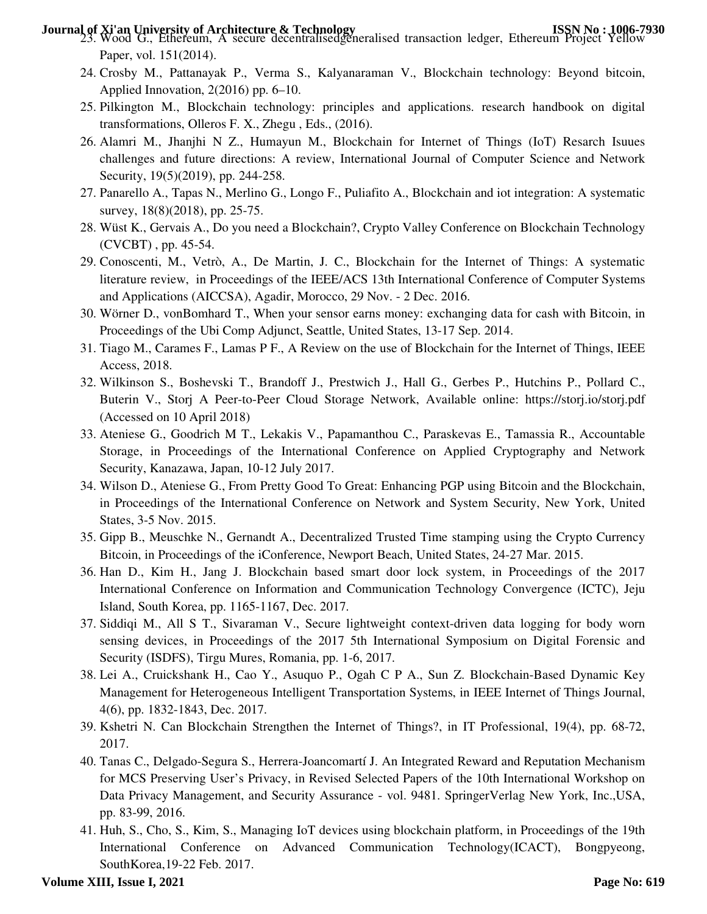23. Wood G., Ethereum, A secure decentralisedgeneralised transaction ledger, Ethereum Project Yellow Paper, vol. 151(2014).
24. Crosby M., Pattanayak P., Verma S., Kalyanaraman V., Blockchain technology: Beyond bitcoin, Applied Innovation, 2(2016) pp. 6–10.
25. Pilkington M., Blockchain technology: principles and applications. research handbook on digital transformations, Olleros F. X., Zhegu , Eds., (2016).
26. Alamri M., Jhanjhi N Z., Humayun M., Blockchain for Internet of Things (IoT) Resarch Isuues challenges and future directions: A review, International Journal of Computer Science and Network Security, 19(5)(2019), pp. 244-258.
27. Panarello A., Tapas N., Merlino G., Longo F., Puliafito A., Blockchain and iot integration: A systematic survey, 18(8)(2018), pp. 25-75.
28. Wüst K., Gervais A., Do you need a Blockchain?, Crypto Valley Conference on Blockchain Technology (CVCBT) , pp. 45-54.
29. Conoscenti, M., Vetrò, A., De Martin, J. C., Blockchain for the Internet of Things: A systematic literature review, in Proceedings of the IEEE/ACS 13th International Conference of Computer Systems and Applications (AICCSA), Agadir, Morocco, 29 Nov. - 2 Dec. 2016.
30. Wörner D., vonBomhard T., When your sensor earns money: exchanging data for cash with Bitcoin, in Proceedings of the Ubi Comp Adjunct, Seattle, United States, 13-17 Sep. 2014.
31. Tiago M., Carames F., Lamas P F., A Review on the use of Blockchain for the Internet of Things, IEEE Access, 2018.
32. Wilkinson S., Boshevski T., Brandoff J., Prestwich J., Hall G., Gerbes P., Hutchins P., Pollard C., Buterin V., Storj A Peer-to-Peer Cloud Storage Network, Available online: https://storj.io/storj.pdf (Accessed on 10 April 2018)
33. Ateniese G., Goodrich M T., Lekakis V., Papamanthou C., Paraskevas E., Tamassia R., Accountable Storage, in Proceedings of the International Conference on Applied Cryptography and Network Security, Kanazawa, Japan, 10-12 July 2017.
34. Wilson D., Ateniese G., From Pretty Good To Great: Enhancing PGP using Bitcoin and the Blockchain, in Proceedings of the International Conference on Network and System Security, New York, United States, 3-5 Nov. 2015.
35. Gipp B., Meuschke N., Gernandt A., Decentralized Trusted Time stamping using the Crypto Currency Bitcoin, in Proceedings of the iConference, Newport Beach, United States, 24-27 Mar. 2015.
36. Han D., Kim H., Jang J. Blockchain based smart door lock system, in Proceedings of the 2017 International Conference on Information and Communication Technology Convergence (ICTC), Jeju Island, South Korea, pp. 1165-1167, Dec. 2017.
37. Siddiqi M., All S T., Sivaraman V., Secure lightweight context-driven data logging for body worn sensing devices, in Proceedings of the 2017 5th International Symposium on Digital Forensic and Security (ISDFS), Tirgu Mures, Romania, pp. 1-6, 2017.
38. Lei A., Cruickshank H., Cao Y., Asuquo P., Ogah C P A., Sun Z. Blockchain-Based Dynamic Key Management for Heterogeneous Intelligent Transportation Systems, in IEEE Internet of Things Journal, 4(6), pp. 1832-1843, Dec. 2017.
39. Kshetri N. Can Blockchain Strengthen the Internet of Things?, in IT Professional, 19(4), pp. 68-72, 2017.
40. Tanas C., Delgado-Segura S., Herrera-Joancomartí J. An Integrated Reward and Reputation Mechanism for MCS Preserving User's Privacy, in Revised Selected Papers of the 10th International Workshop on Data Privacy Management, and Security Assurance - vol. 9481. SpringerVerlag New York, Inc.,USA, pp. 83-99, 2016.
41. Huh, S., Cho, S., Kim, S., Managing IoT devices using blockchain platform, in Proceedings of the 19th International Conference on Advanced Communication Technology(ICACT), Bongpyeong, SouthKorea,19-22 Feb. 2017.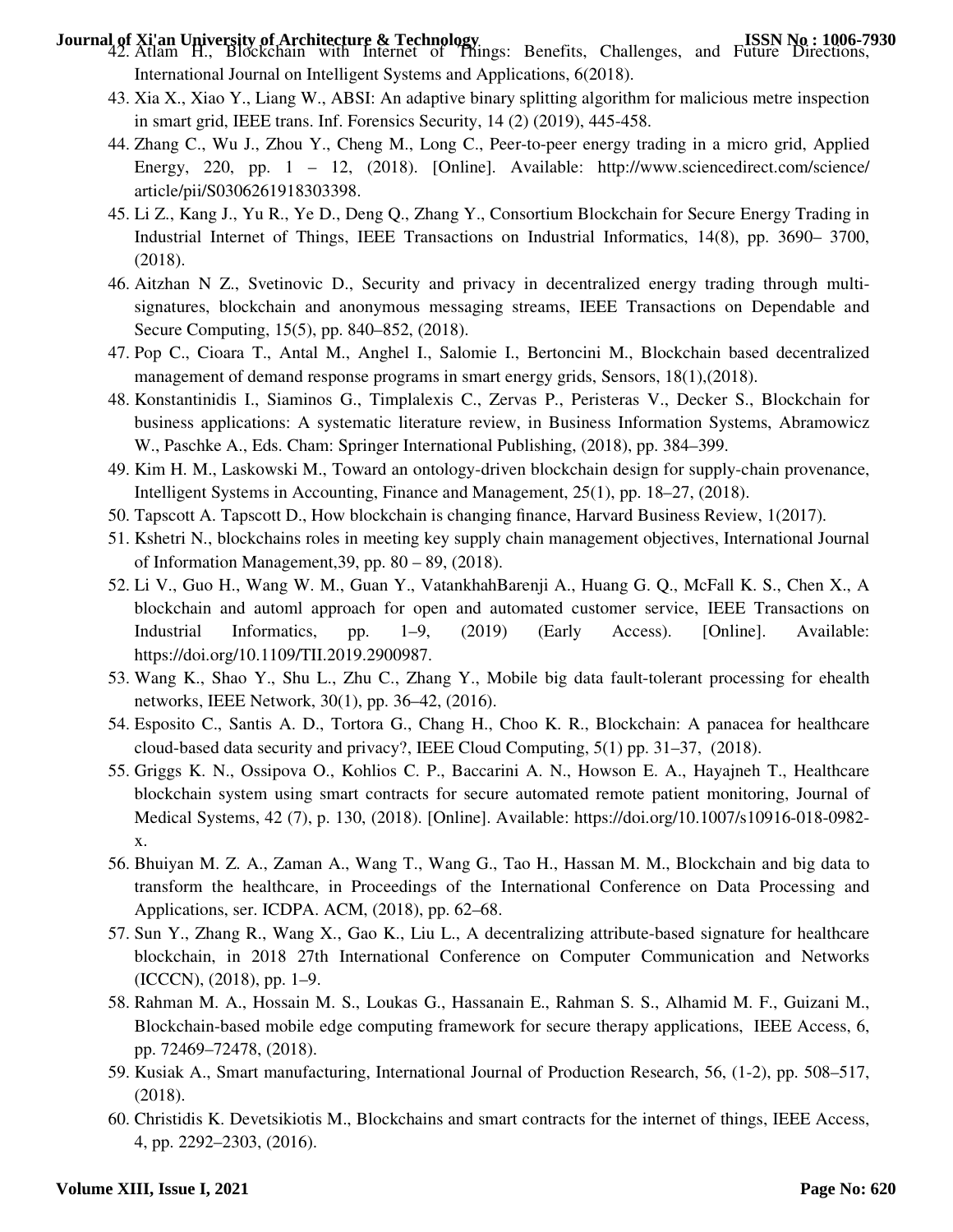42. Atlam H., Blockchain with Internet of Things: Benefits, Challenges, and Future Directions, International Journal on Intelligent Systems and Applications, 6(2018).
43. Xia X., Xiao Y., Liang W., ABSI: An adaptive binary splitting algorithm for malicious metre inspection in smart grid, IEEE trans. Inf. Forensics Security, 14 (2) (2019), 445-458.
44. Zhang C., Wu J., Zhou Y., Cheng M., Long C., Peer-to-peer energy trading in a micro grid, Applied Energy, 220, pp. 1 – 12, (2018). [Online]. Available: http://www.sciencedirect.com/science/article/pii/S0306261918303398.
45. Li Z., Kang J., Yu R., Ye D., Deng Q., Zhang Y., Consortium Blockchain for Secure Energy Trading in Industrial Internet of Things, IEEE Transactions on Industrial Informatics, 14(8), pp. 3690– 3700, (2018).
46. Aitzhan N Z., Svetinovic D., Security and privacy in decentralized energy trading through multi-signatures, blockchain and anonymous messaging streams, IEEE Transactions on Dependable and Secure Computing, 15(5), pp. 840–852, (2018).
47. Pop C., Cioara T., Antal M., Anghel I., Salomie I., Bertoncini M., Blockchain based decentralized management of demand response programs in smart energy grids, Sensors, 18(1),(2018).
48. Konstantinidis I., Siaminos G., Timplalexis C., Zervas P., Peristeras V., Decker S., Blockchain for business applications: A systematic literature review, in Business Information Systems, Abramowicz W., Paschke A., Eds. Cham: Springer International Publishing, (2018), pp. 384–399.
49. Kim H. M., Laskowski M., Toward an ontology-driven blockchain design for supply-chain provenance, Intelligent Systems in Accounting, Finance and Management, 25(1), pp. 18–27, (2018).
50. Tapscott A. Tapscott D., How blockchain is changing finance, Harvard Business Review, 1(2017).
51. Kshetri N., blockchains roles in meeting key supply chain management objectives, International Journal of Information Management,39, pp. 80 – 89, (2018).
52. Li V., Guo H., Wang W. M., Guan Y., VatankhahBarenji A., Huang G. Q., McFall K. S., Chen X., A blockchain and automl approach for open and automated customer service, IEEE Transactions on Industrial Informatics, pp. 1–9, (2019) (Early Access). [Online]. Available: https://doi.org/10.1109/TII.2019.2900987.
53. Wang K., Shao Y., Shu L., Zhu C., Zhang Y., Mobile big data fault-tolerant processing for ehealth networks, IEEE Network, 30(1), pp. 36–42, (2016).
54. Esposito C., Santis A. D., Tortora G., Chang H., Choo K. R., Blockchain: A panacea for healthcare cloud-based data security and privacy?, IEEE Cloud Computing, 5(1) pp. 31–37, (2018).
55. Griggs K. N., Ossipova O., Kohlios C. P., Baccarini A. N., Howson E. A., Hayajneh T., Healthcare blockchain system using smart contracts for secure automated remote patient monitoring, Journal of Medical Systems, 42 (7), p. 130, (2018). [Online]. Available: https://doi.org/10.1007/s10916-018-0982-x.
56. Bhuiyan M. Z. A., Zaman A., Wang T., Wang G., Tao H., Hassan M. M., Blockchain and big data to transform the healthcare, in Proceedings of the International Conference on Data Processing and Applications, ser. ICDPA. ACM, (2018), pp. 62–68.
57. Sun Y., Zhang R., Wang X., Gao K., Liu L., A decentralizing attribute-based signature for healthcare blockchain, in 2018 27th International Conference on Computer Communication and Networks (ICCCN), (2018), pp. 1–9.
58. Rahman M. A., Hossain M. S., Loukas G., Hassanain E., Rahman S. S., Alhamid M. F., Guizani M., Blockchain-based mobile edge computing framework for secure therapy applications, IEEE Access, 6, pp. 72469–72478, (2018).
59. Kusiak A., Smart manufacturing, International Journal of Production Research, 56, (1-2), pp. 508–517, (2018).
60. Christidis K. Devetsikiotis M., Blockchains and smart contracts for the internet of things, IEEE Access, 4, pp. 2292–2303, (2016).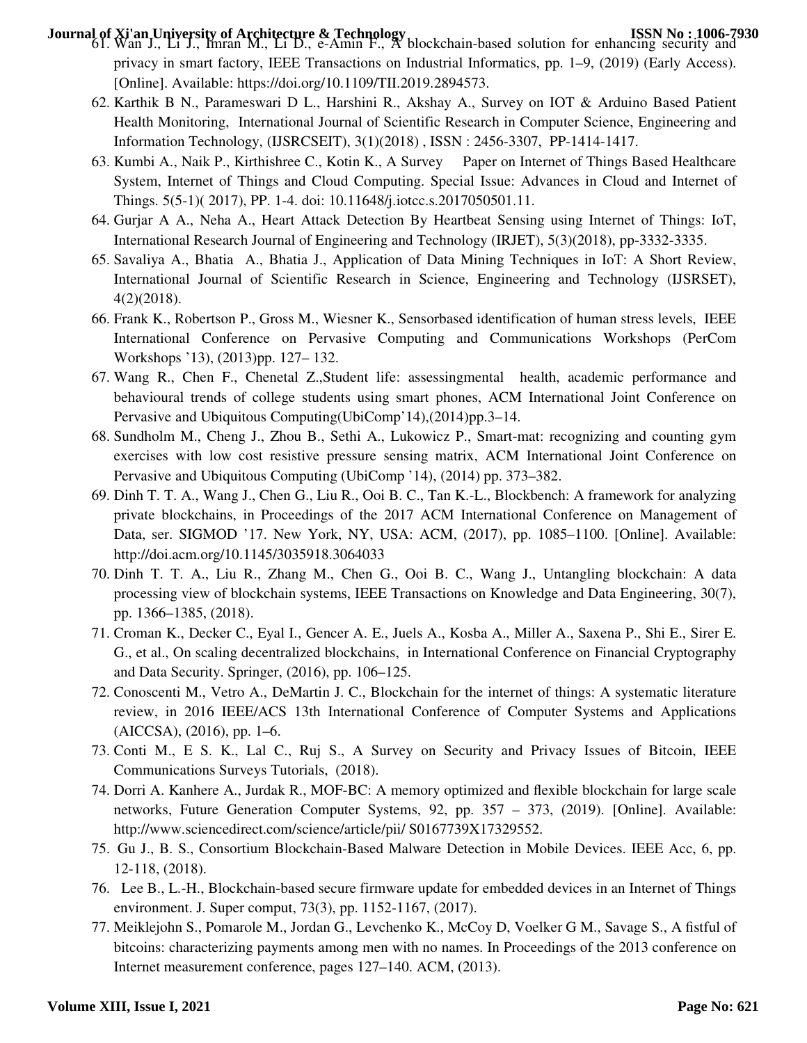61. Wan J., Li J., Imran M., Li D., e-Amin F., A blockchain-based solution for enhancing security and privacy in smart factory, IEEE Transactions on Industrial Informatics, pp. 1–9, (2019) (Early Access). [Online]. Available: https://doi.org/10.1109/TII.2019.2894573.
62. Karthik B N., Parameswari D L., Harshini R., Akshay A., Survey on IOT & Arduino Based Patient Health Monitoring, International Journal of Scientific Research in Computer Science, Engineering and Information Technology, (IJSRCSEIT), 3(1)(2018) , ISSN : 2456-3307, PP-1414-1417.
63. Kumbi A., Naik P., Kirthishree C., Kotin K., A Survey Paper on Internet of Things Based Healthcare System, Internet of Things and Cloud Computing. Special Issue: Advances in Cloud and Internet of Things. 5(5-1)( 2017), PP. 1-4. doi: 10.11648/j.iotcc.s.2017050501.11.
64. Gurjar A A., Neha A., Heart Attack Detection By Heartbeat Sensing using Internet of Things: IoT, International Research Journal of Engineering and Technology (IRJET), 5(3)(2018), pp-3332-3335.
65. Savaliya A., Bhatia A., Bhatia J., Application of Data Mining Techniques in IoT: A Short Review, International Journal of Scientific Research in Science, Engineering and Technology (IJSRSET), 4(2)(2018).
66. Frank K., Robertson P., Gross M., Wiesner K., Sensorbased identification of human stress levels, IEEE International Conference on Pervasive Computing and Communications Workshops (PerCom Workshops '13), (2013)pp. 127– 132.
67. Wang R., Chen F., Chenetal Z.,Student life: assessingmental health, academic performance and behavioural trends of college students using smart phones, ACM International Joint Conference on Pervasive and Ubiquitous Computing(UbiComp'14),(2014)pp.3–14.
68. Sundholm M., Cheng J., Zhou B., Sethi A., Lukowicz P., Smart-mat: recognizing and counting gym exercises with low cost resistive pressure sensing matrix, ACM International Joint Conference on Pervasive and Ubiquitous Computing (UbiComp '14), (2014) pp. 373–382.
69. Dinh T. T. A., Wang J., Chen G., Liu R., Ooi B. C., Tan K.-L., Blockbench: A framework for analyzing private blockchains, in Proceedings of the 2017 ACM International Conference on Management of Data, ser. SIGMOD '17. New York, NY, USA: ACM, (2017), pp. 1085–1100. [Online]. Available: http://doi.acm.org/10.1145/3035918.3064033
70. Dinh T. T. A., Liu R., Zhang M., Chen G., Ooi B. C., Wang J., Untangling blockchain: A data processing view of blockchain systems, IEEE Transactions on Knowledge and Data Engineering, 30(7), pp. 1366–1385, (2018).
71. Croman K., Decker C., Eyal I., Gencer A. E., Juels A., Kosba A., Miller A., Saxena P., Shi E., Sirer E. G., et al., On scaling decentralized blockchains, in International Conference on Financial Cryptography and Data Security. Springer, (2016), pp. 106–125.
72. Conoscenti M., Vetro A., DeMartin J. C., Blockchain for the internet of things: A systematic literature review, in 2016 IEEE/ACS 13th International Conference of Computer Systems and Applications (AICCSA), (2016), pp. 1–6.
73. Conti M., E S. K., Lal C., Ruj S., A Survey on Security and Privacy Issues of Bitcoin, IEEE Communications Surveys Tutorials, (2018).
74. Dorri A. Kanhere A., Jurdak R., MOF-BC: A memory optimized and flexible blockchain for large scale networks, Future Generation Computer Systems, 92, pp. 357 – 373, (2019). [Online]. Available: http://www.sciencedirect.com/science/article/pii/ S0167739X17329552.
75. Gu J., B. S., Consortium Blockchain-Based Malware Detection in Mobile Devices. IEEE Acc, 6, pp. 12-118, (2018).
76. Lee B., L.-H., Blockchain-based secure firmware update for embedded devices in an Internet of Things environment. J. Super comput, 73(3), pp. 1152-1167, (2017).
77. Meiklejohn S., Pomarole M., Jordan G., Levchenko K., McCoy D, Voelker G M., Savage S., A fistful of bitcoins: characterizing payments among men with no names. In Proceedings of the 2013 conference on Internet measurement conference, pages 127–140. ACM, (2013).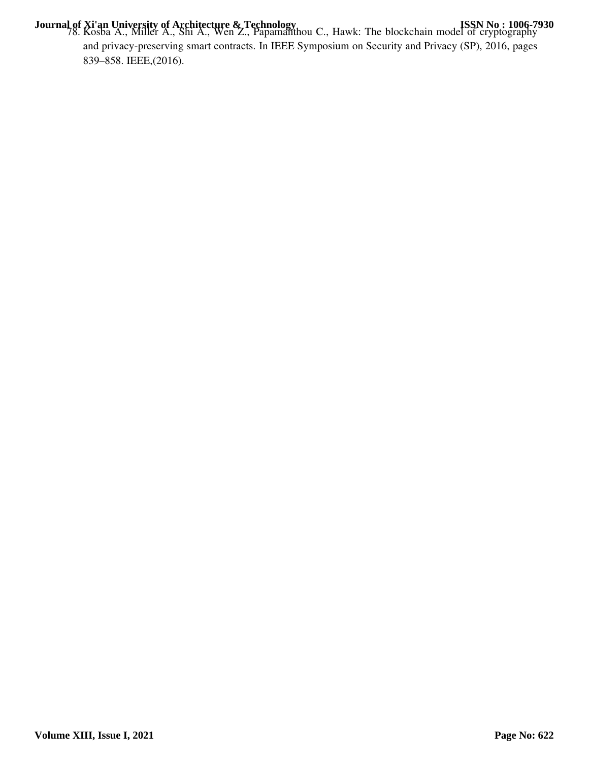78. Kosba A., Miller A., Shi A., Wen Z., Papamanthou C., Hawk: The blockchain model of cryptography and privacy-preserving smart contracts. In IEEE Symposium on Security and Privacy (SP), 2016, pages 839–858. IEEE,(2016).